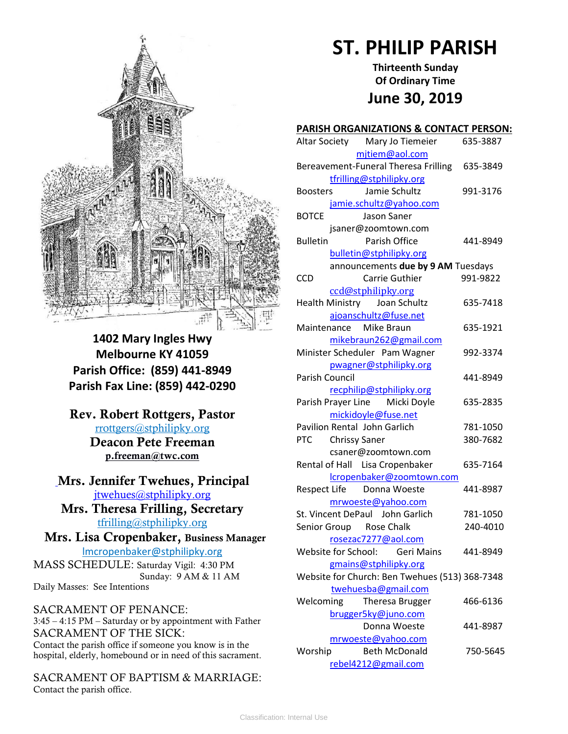# ST. PHILIP PARISH

**Thirteenth Sunday Of Ordinary Time**

## June 30, 2019

**1402 Mary Ingles Hwy**
**Melbourne KY 41059**
**Parish Office: (859) 441-8949**
**Parish Fax Line: (859) 442-0290**

**Rev. Robert Rottgers, Pastor**
rrottgers@stphilipky.org
**Deacon Pete Freeman**
**p.freeman@twc.com**

**Mrs. Jennifer Twehues, Principal**
jtwehues@stphilipky.org
**Mrs. Theresa Frilling, Secretary**
tfrilling@stphilipky.org
**Mrs. Lisa Cropenbaker, Business Manager**
lmcropenbaker@stphilipky.org

MASS SCHEDULE: Saturday Vigil: 4:30 PM
Sunday: 9 AM & 11 AM
Daily Masses: See Intentions

SACRAMENT OF PENANCE:
3:45 – 4:15 PM – Saturday or by appointment with Father

SACRAMENT OF THE SICK:
Contact the parish office if someone you know is in the hospital, elderly, homebound or in need of this sacrament.

SACRAMENT OF BAPTISM & MARRIAGE:
Contact the parish office.

**PARISH ORGANIZATIONS & CONTACT PERSON:**

Altar Society — Mary Jo Tiemeier — 635-3887
mjtiem@aol.com

Bereavement-Funeral — Theresa Frilling — 635-3849
tfrilling@stphilipky.org

Boosters — Jamie Schultz — 991-3176
jamie.schultz@yahoo.com

BOTCE — Jason Saner
jsaner@zoomtown.com

Bulletin — Parish Office — 441-8949
bulletin@stphilipky.org
announcements **due by 9 AM** Tuesdays

CCD — Carrie Guthier — 991-9822
ccd@stphilipky.org

Health Ministry — Joan Schultz — 635-7418
ajoanschultz@fuse.net

Maintenance — Mike Braun — 635-1921
mikebraun262@gmail.com

Minister Scheduler — Pam Wagner — 992-3374
pwagner@stphilipky.org

Parish Council — 441-8949
recphilip@stphilipky.org

Parish Prayer Line — Micki Doyle — 635-2835
mickidoyle@fuse.net

Pavilion Rental — John Garlich — 781-1050

PTC — Chrissy Saner — 380-7682
csaner@zoomtown.com

Rental of Hall — Lisa Cropenbaker — 635-7164
lcropenbaker@zoomtown.com

Respect Life — Donna Woeste — 441-8987
mrwoeste@yahoo.com

St. Vincent DePaul — John Garlich — 781-1050

Senior Group — Rose Chalk — 240-4010
rosezac7277@aol.com

Website for School: — Geri Mains — 441-8949
gmains@stphilipky.org

Website for Church: Ben Twehues — (513) 368-7348
twehuesba@gmail.com

Welcoming — Theresa Brugger — 466-6136
brugger5ky@juno.com
Donna Woeste — 441-8987
mrwoeste@yahoo.com

Worship — Beth McDonald — 750-5645
rebel4212@gmail.com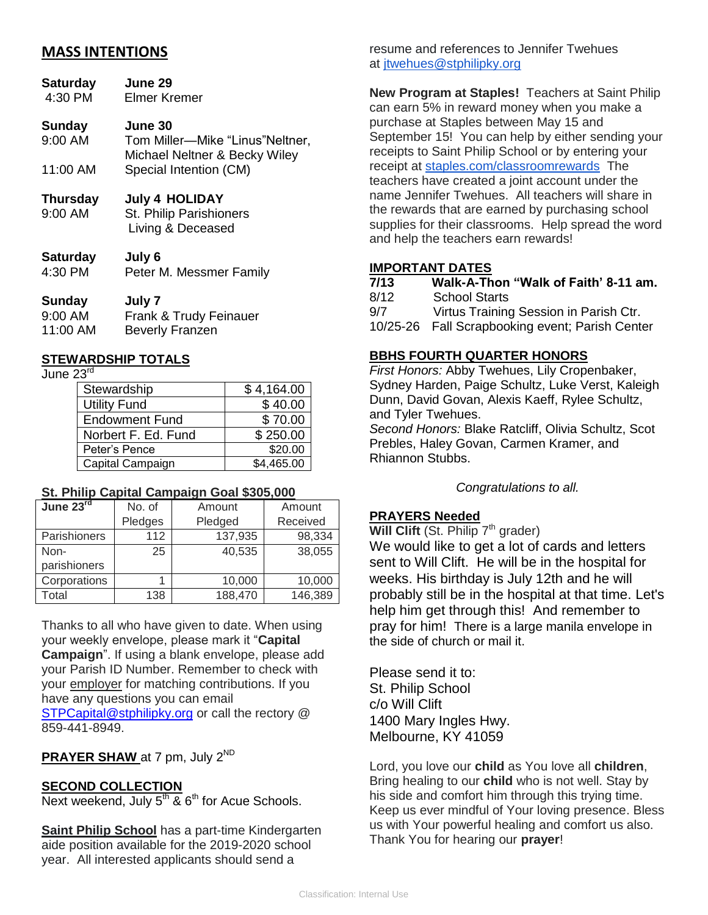## MASS INTENTIONS

| | |
|---|---|
| **Saturday** 4:30 PM | **June 29** Elmer Kremer |
| **Sunday** 9:00 AM | **June 30** Tom Miller—Mike "Linus"Neltner, Michael Neltner & Becky Wiley |
| 11:00 AM | Special Intention (CM) |
| **Thursday** 9:00 AM | **July 4 HOLIDAY** St. Philip Parishioners Living & Deceased |
| **Saturday** 4:30 PM | **July 6** Peter M. Messmer Family |
| **Sunday** 9:00 AM | **July 7** Frank & Trudy Feinauer |
| 11:00 AM | Beverly Franzen |

## STEWARDSHIP TOTALS

June 23rd

| | |
|---|---|
| Stewardship | $ 4,164.00 |
| Utility Fund | $ 40.00 |
| Endowment Fund | $ 70.00 |
| Norbert F. Ed. Fund | $ 250.00 |
| Peter's Pence | $20.00 |
| Capital Campaign | $4,465.00 |

**St. Philip Capital Campaign Goal $305,000**

| June 23rd | No. of Pledges | Amount Pledged | Amount Received |
|---|---|---|---|
| Parishioners | 112 | 137,935 | 98,334 |
| Non-parishioners | 25 | 40,535 | 38,055 |
| Corporations | 1 | 10,000 | 10,000 |
| Total | 138 | 188,470 | 146,389 |

Thanks to all who have given to date. When using your weekly envelope, please mark it "**Capital Campaign**". If using a blank envelope, please add your Parish ID Number. Remember to check with your employer for matching contributions. If you have any questions you can email STPCapital@stphilipky.org or call the rectory @ 859-441-8949.

**PRAYER SHAW** at 7 pm, July 2ND

**SECOND COLLECTION**
Next weekend, July 5th & 6th for Acue Schools.

**Saint Philip School** has a part-time Kindergarten aide position available for the 2019-2020 school year. All interested applicants should send a resume and references to Jennifer Twehues at jtwehues@stphilipky.org

**New Program at Staples!** Teachers at Saint Philip can earn 5% in reward money when you make a purchase at Staples between May 15 and September 15! You can help by either sending your receipts to Saint Philip School or by entering your receipt at staples.com/classroomrewards The teachers have created a joint account under the name Jennifer Twehues. All teachers will share in the rewards that are earned by purchasing school supplies for their classrooms. Help spread the word and help the teachers earn rewards!

## IMPORTANT DATES

| | |
|---|---|
| **7/13** | **Walk-A-Thon "Walk of Faith' 8-11 am.** |
| 8/12 | School Starts |
| 9/7 | Virtus Training Session in Parish Ctr. |
| 10/25-26 | Fall Scrapbooking event; Parish Center |

## BBHS FOURTH QUARTER HONORS

*First Honors:* Abby Twehues, Lily Cropenbaker, Sydney Harden, Paige Schultz, Luke Verst, Kaleigh Dunn, David Govan, Alexis Kaeff, Rylee Schultz, and Tyler Twehues.
*Second Honors:* Blake Ratcliff, Olivia Schultz, Scot Prebles, Haley Govan, Carmen Kramer, and Rhiannon Stubbs.

*Congratulations to all.*

## PRAYERS Needed

**Will Clift** (St. Philip 7th grader)
We would like to get a lot of cards and letters sent to Will Clift. He will be in the hospital for weeks. His birthday is July 12th and he will probably still be in the hospital at that time. Let's help him get through this! And remember to pray for him! There is a large manila envelope in the side of church or mail it.

Please send it to:
St. Philip School
c/o Will Clift
1400 Mary Ingles Hwy.
Melbourne, KY 41059

Lord, you love our **child** as You love all **children**, Bring healing to our **child** who is not well. Stay by his side and comfort him through this trying time. Keep us ever mindful of Your loving presence. Bless us with Your powerful healing and comfort us also. Thank You for hearing our **prayer**!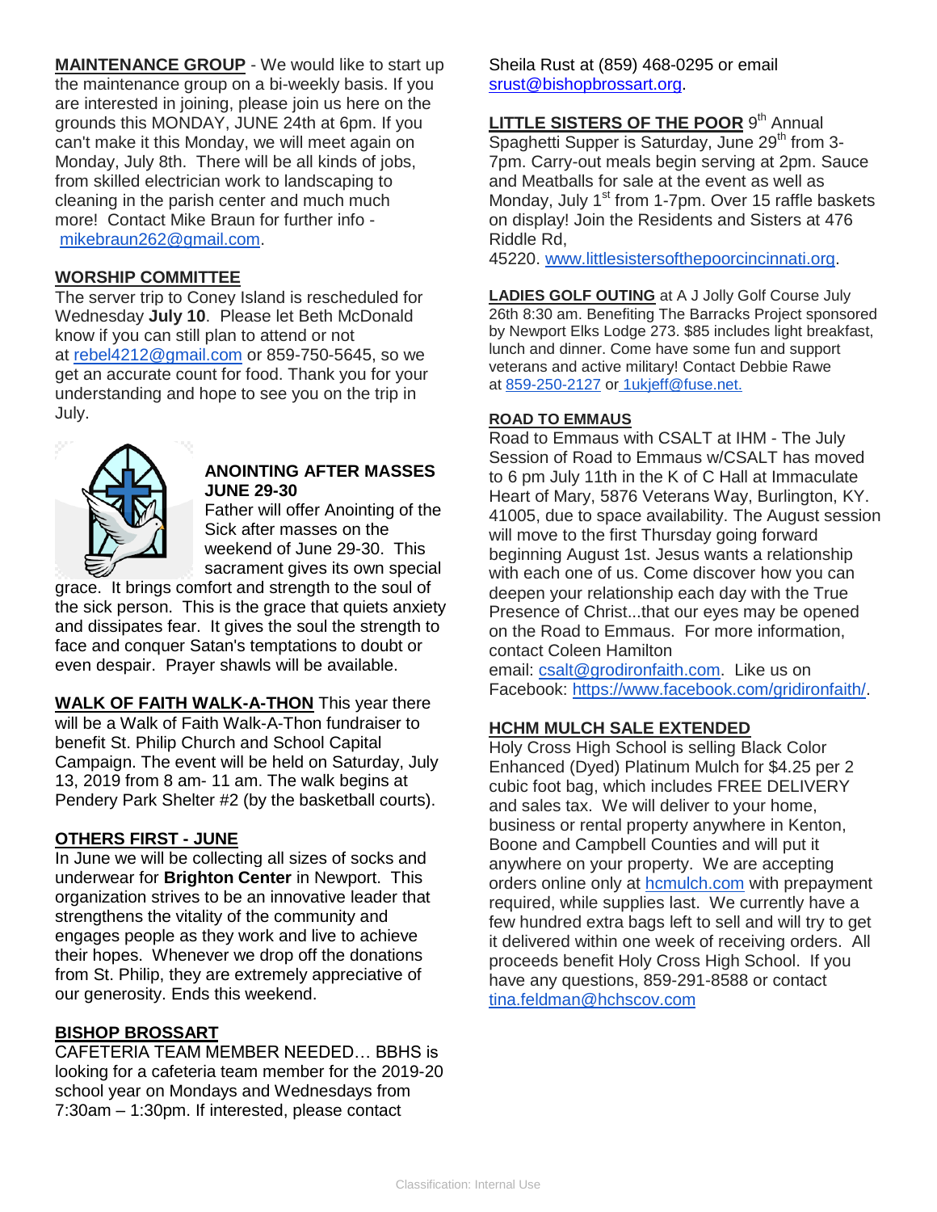**MAINTENANCE GROUP** - We would like to start up the maintenance group on a bi-weekly basis. If you are interested in joining, please join us here on the grounds this MONDAY, JUNE 24th at 6pm. If you can't make it this Monday, we will meet again on Monday, July 8th. There will be all kinds of jobs, from skilled electrician work to landscaping to cleaning in the parish center and much much more! Contact Mike Braun for further info - mikebraun262@gmail.com.

**WORSHIP COMMITTEE**

The server trip to Coney Island is rescheduled for Wednesday **July 10**. Please let Beth McDonald know if you can still plan to attend or not at rebel4212@gmail.com or 859-750-5645, so we get an accurate count for food. Thank you for your understanding and hope to see you on the trip in July.

**ANOINTING AFTER MASSES JUNE 29-30**

Father will offer Anointing of the Sick after masses on the weekend of June 29-30. This sacrament gives its own special grace. It brings comfort and strength to the soul of the sick person. This is the grace that quiets anxiety and dissipates fear. It gives the soul the strength to face and conquer Satan's temptations to doubt or even despair. Prayer shawls will be available.

**WALK OF FAITH WALK-A-THON** This year there will be a Walk of Faith Walk-A-Thon fundraiser to benefit St. Philip Church and School Capital Campaign. The event will be held on Saturday, July 13, 2019 from 8 am- 11 am. The walk begins at Pendery Park Shelter #2 (by the basketball courts).

**OTHERS FIRST - JUNE**

In June we will be collecting all sizes of socks and underwear for **Brighton Center** in Newport. This organization strives to be an innovative leader that strengthens the vitality of the community and engages people as they work and live to achieve their hopes. Whenever we drop off the donations from St. Philip, they are extremely appreciative of our generosity. Ends this weekend.

**BISHOP BROSSART**

CAFETERIA TEAM MEMBER NEEDED… BBHS is looking for a cafeteria team member for the 2019-20 school year on Mondays and Wednesdays from 7:30am – 1:30pm. If interested, please contact Sheila Rust at (859) 468-0295 or email srust@bishopbrossart.org.

**LITTLE SISTERS OF THE POOR** 9th Annual Spaghetti Supper is Saturday, June 29th from 3-7pm. Carry-out meals begin serving at 2pm. Sauce and Meatballs for sale at the event as well as Monday, July 1st from 1-7pm. Over 15 raffle baskets on display! Join the Residents and Sisters at 476 Riddle Rd, 45220. www.littlesistersofthepoorcincinnati.org.

**LADIES GOLF OUTING** at A J Jolly Golf Course July 26th 8:30 am. Benefiting The Barracks Project sponsored by Newport Elks Lodge 273. $85 includes light breakfast, lunch and dinner. Come have some fun and support veterans and active military! Contact Debbie Rawe at 859-250-2127 or 1ukjeff@fuse.net.

**ROAD TO EMMAUS**

Road to Emmaus with CSALT at IHM - The July Session of Road to Emmaus w/CSALT has moved to 6 pm July 11th in the K of C Hall at Immaculate Heart of Mary, 5876 Veterans Way, Burlington, KY. 41005, due to space availability. The August session will move to the first Thursday going forward beginning August 1st. Jesus wants a relationship with each one of us. Come discover how you can deepen your relationship each day with the True Presence of Christ...that our eyes may be opened on the Road to Emmaus. For more information, contact Coleen Hamilton email: csalt@grodironfaith.com. Like us on Facebook: https://www.facebook.com/gridironfaith/.

**HCHM MULCH SALE EXTENDED**

Holy Cross High School is selling Black Color Enhanced (Dyed) Platinum Mulch for $4.25 per 2 cubic foot bag, which includes FREE DELIVERY and sales tax. We will deliver to your home, business or rental property anywhere in Kenton, Boone and Campbell Counties and will put it anywhere on your property. We are accepting orders online only at hcmulch.com with prepayment required, while supplies last. We currently have a few hundred extra bags left to sell and will try to get it delivered within one week of receiving orders. All proceeds benefit Holy Cross High School. If you have any questions, 859-291-8588 or contact tina.feldman@hchscov.com